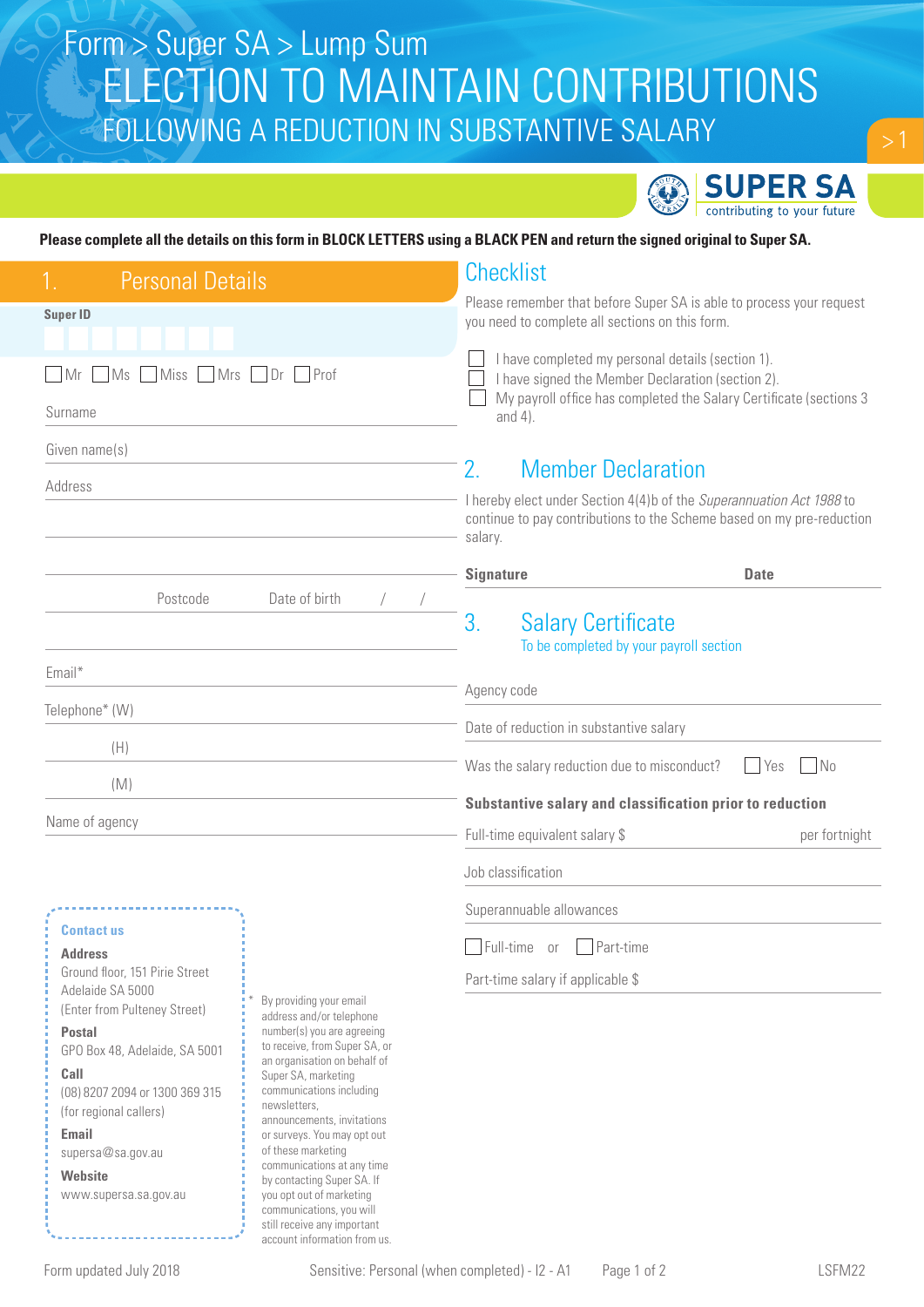Form > Super SA > Lump Sum

# ELECTION TO MAINTAIN CONTRIBUTIONS FOLLOWING A REDUCTION IN SUBSTANTIVE SALARY

SUPER SA
contributing to your future

**Please complete all the details on this form in BLOCK LETTERS using a BLACK PEN and return the signed original to Super SA.**

## 1. Personal Details

**Super ID**

☐ Mr ☐ Ms ☐ Miss ☐ Mrs ☐ Dr ☐ Prof

Surname

Given name(s)

Address

Postcode Date of birth / /

Email*

Telephone* (W)

(H)

(M)

Name of agency

## Checklist

Please remember that before Super SA is able to process your request you need to complete all sections on this form.

- ☐ I have completed my personal details (section 1).
- ☐ I have signed the Member Declaration (section 2).
- ☐ My payroll office has completed the Salary Certificate (sections 3 and 4).

## 2. Member Declaration

I hereby elect under Section 4(4)b of the *Superannuation Act 1988* to continue to pay contributions to the Scheme based on my pre-reduction salary.

**Signature** **Date**

## 3. Salary Certificate

To be completed by your payroll section

Agency code

Date of reduction in substantive salary

Was the salary reduction due to misconduct? ☐ Yes ☐ No

**Substantive salary and classification prior to reduction**

Full-time equivalent salary $ per fortnight

Job classification

Superannuable allowances

☐ Full-time or ☐ Part-time

Part-time salary if applicable $

**Contact us**

**Address**
Ground floor, 151 Pirie Street
Adelaide SA 5000
(Enter from Pulteney Street)

**Postal**
GPO Box 48, Adelaide, SA 5001

**Call**
(08) 8207 2094 or 1300 369 315
(for regional callers)

**Email**
supersa@sa.gov.au

**Website**
www.supersa.sa.gov.au

* By providing your email address and/or telephone number(s) you are agreeing to receive, from Super SA, or an organisation on behalf of Super SA, marketing communications including newsletters, announcements, invitations or surveys. You may opt out of these marketing communications at any time by contacting Super SA. If you opt out of marketing communications, you will still receive any important account information from us.

Form updated July 2018 Sensitive: Personal (when completed) - I2 - A1 LSFM22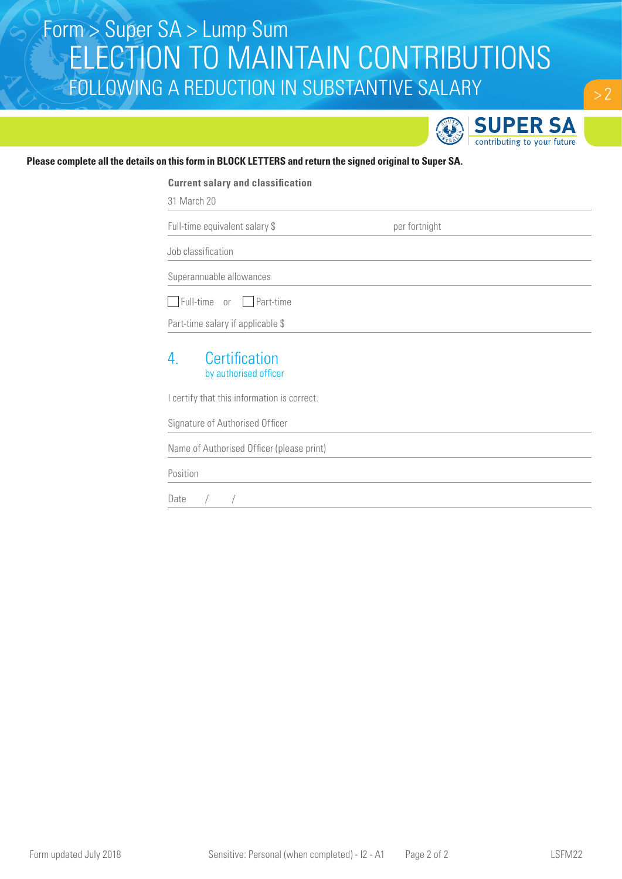Form > Super SA > Lump Sum

# ELECTION TO MAINTAIN CONTRIBUTIONS FOLLOWING A REDUCTION IN SUBSTANTIVE SALARY

SUPER SA
contributing to your future

**Please complete all the details on this form in BLOCK LETTERS and return the signed original to Super SA.**

**Current salary and classification**

31 March 20

Full-time equivalent salary $ per fortnight

Job classification

Superannuable allowances

☐ Full-time or ☐ Part-time

Part-time salary if applicable $

## 4. Certification
by authorised officer

I certify that this information is correct.

Signature of Authorised Officer

Name of Authorised Officer (please print)

Position

Date / /

Form updated July 2018 Sensitive: Personal (when completed) - I2 - A1 LSFM22